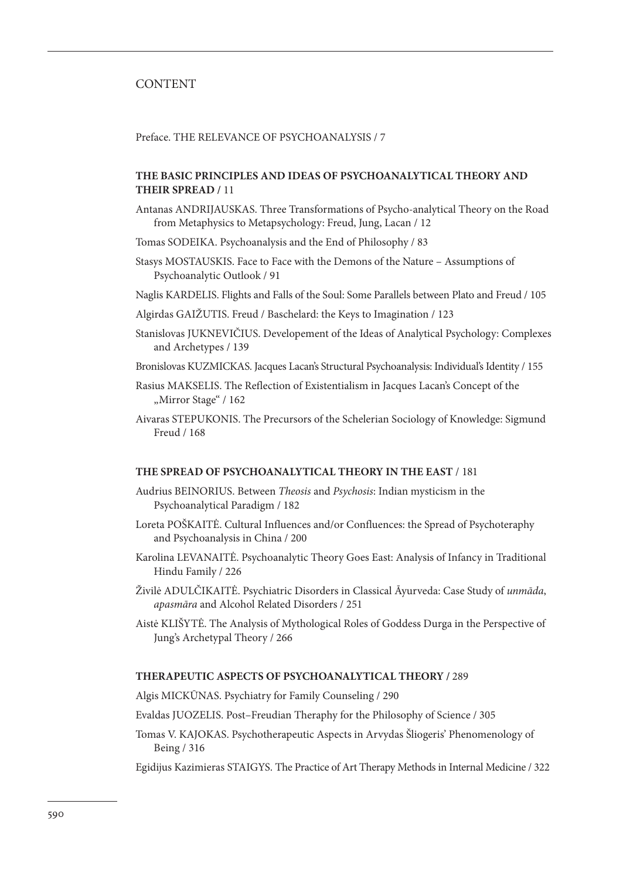# CONTENT

Preface. THE RELEVANCE OF PSYCHOANALYSIS / 7

## THE BASIC PRINCIPLES AND IDEAS OF PSYCHOANALYTICAL THEORY AND THEIR SPREAD / 11

Antanas ANDRIJAUSKAS. Three Transformations of Psycho-analytical Theory on the Road from Metaphysics to Metapsychology: Freud, Jung, Lacan / 12

Tomas SODEIKA. Psychoanalysis and the End of Philosophy / 83

Stasys MOSTAUSKIS. Face to Face with the Demons of the Nature – Assumptions of Psychoanalytic Outlook / 91

Naglis KARDELIS. Flights and Falls of the Soul: Some Parallels between Plato and Freud / 105

Algirdas GAIŽUTIS. Freud / Baschelard: the Keys to Imagination / 123

Stanislovas JUKNEVIČIUS. Developement of the Ideas of Analytical Psychology: Complexes and Archetypes / 139

Bronislovas KUZMICKAS. Jacques Lacan's Structural Psychoanalysis: Individual's Identity / 155

Rasius MAKSELIS. The Reflection of Existentialism in Jacques Lacan's Concept of the „Mirror Stage" / 162

Aivaras STEPUKONIS. The Precursors of the Schelerian Sociology of Knowledge: Sigmund Freud / 168

## THE SPREAD OF PSYCHOANALYTICAL THEORY IN THE EAST / 181

Audrius BEINORIUS. Between *Theosis* and *Psychosis*: Indian mysticism in the Psychoanalytical Paradigm / 182

Loreta POŠKAITĖ. Cultural Influences and/or Confluences: the Spread of Psychoteraphy and Psychoanalysis in China / 200

Karolina LEVANAITĖ. Psychoanalytic Theory Goes East: Analysis of Infancy in Traditional Hindu Family / 226

Živilė ADULČIKAITĖ. Psychiatric Disorders in Classical Āyurveda: Case Study of *unmāda*, *apasmāra* and Alcohol Related Disorders / 251

Aistė KLIŠYTĖ. The Analysis of Mythological Roles of Goddess Durga in the Perspective of Jung's Archetypal Theory / 266

## THERAPEUTIC ASPECTS OF PSYCHOANALYTICAL THEORY / 289

Algis MICKŪNAS. Psychiatry for Family Counseling / 290

Evaldas JUOZELIS. Post–Freudian Theraphy for the Philosophy of Science / 305

Tomas V. KAJOKAS. Psychotherapeutic Aspects in Arvydas Šliogeris' Phenomenology of Being / 316

Egidijus Kazimieras STAIGYS. The Practice of Art Therapy Methods in Internal Medicine / 322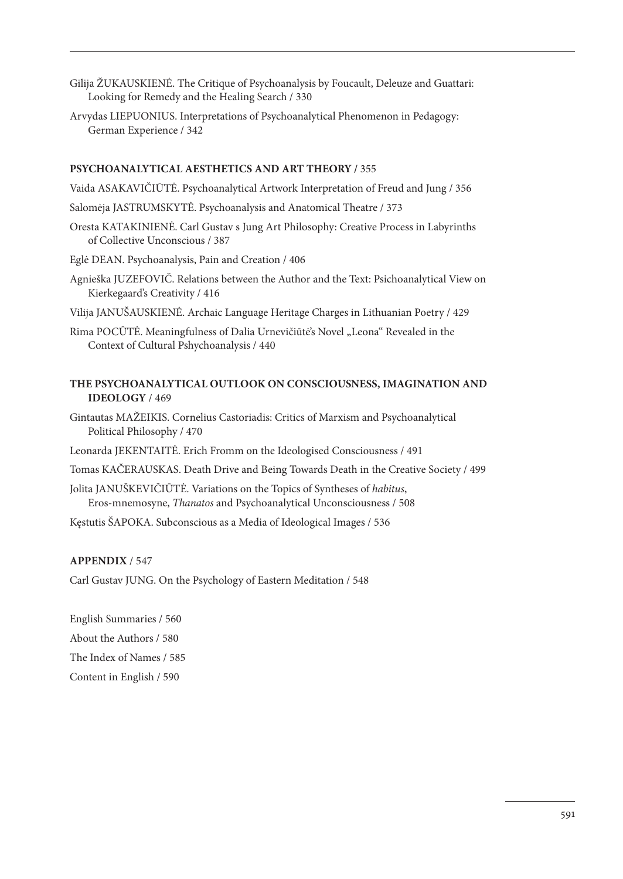Gilija ŽUKAUSKIENĖ. The Critique of Psychoanalysis by Foucault, Deleuze and Guattari: Looking for Remedy and the Healing Search / 330

Arvydas LIEPUONIUS. Interpretations of Psychoanalytical Phenomenon in Pedagogy: German Experience / 342

**PSYCHOANALYTICAL AESTHETICS AND ART THEORY /** 355

Vaida ASAKAVIČIŪTĖ. Psychoanalytical Artwork Interpretation of Freud and Jung / 356

Salomėja JASTRUMSKYTĖ. Psychoanalysis and Anatomical Theatre / 373

Oresta KATAKINIENĖ. Carl Gustav s Jung Art Philosophy: Creative Process in Labyrinths of Collective Unconscious / 387

Eglė DEAN. Psychoanalysis, Pain and Creation / 406

Agnieška JUZEFOVIČ. Relations between the Author and the Text: Psichoanalytical View on Kierkegaard's Creativity / 416

Vilija JANUŠAUSKIENĖ. Archaic Language Heritage Charges in Lithuanian Poetry / 429

Rima POCŪTĖ. Meaningfulness of Dalia Urnevičiūtė's Novel „Leona" Revealed in the Context of Cultural Pshychoanalysis / 440

**THE PSYCHOANALYTICAL OUTLOOK ON CONSCIOUSNESS, IMAGINATION AND IDEOLOGY** / 469

Gintautas MAŽEIKIS. Cornelius Castoriadis: Critics of Marxism and Psychoanalytical Political Philosophy / 470

Leonarda JEKENTAITĖ. Erich Fromm on the Ideologised Consciousness / 491

Tomas KAČERAUSKAS. Death Drive and Being Towards Death in the Creative Society / 499

Jolita JANUŠKEVIČIŪTĖ. Variations on the Topics of Syntheses of *habitus*, Eros-mnemosyne, *Thanatos* and Psychoanalytical Unconsciousness / 508

Kęstutis ŠAPOKA. Subconscious as a Media of Ideological Images / 536

**APPENDIX** / 547

Carl Gustav JUNG. On the Psychology of Eastern Meditation / 548

English Summaries / 560

About the Authors / 580

The Index of Names / 585

Content in English / 590